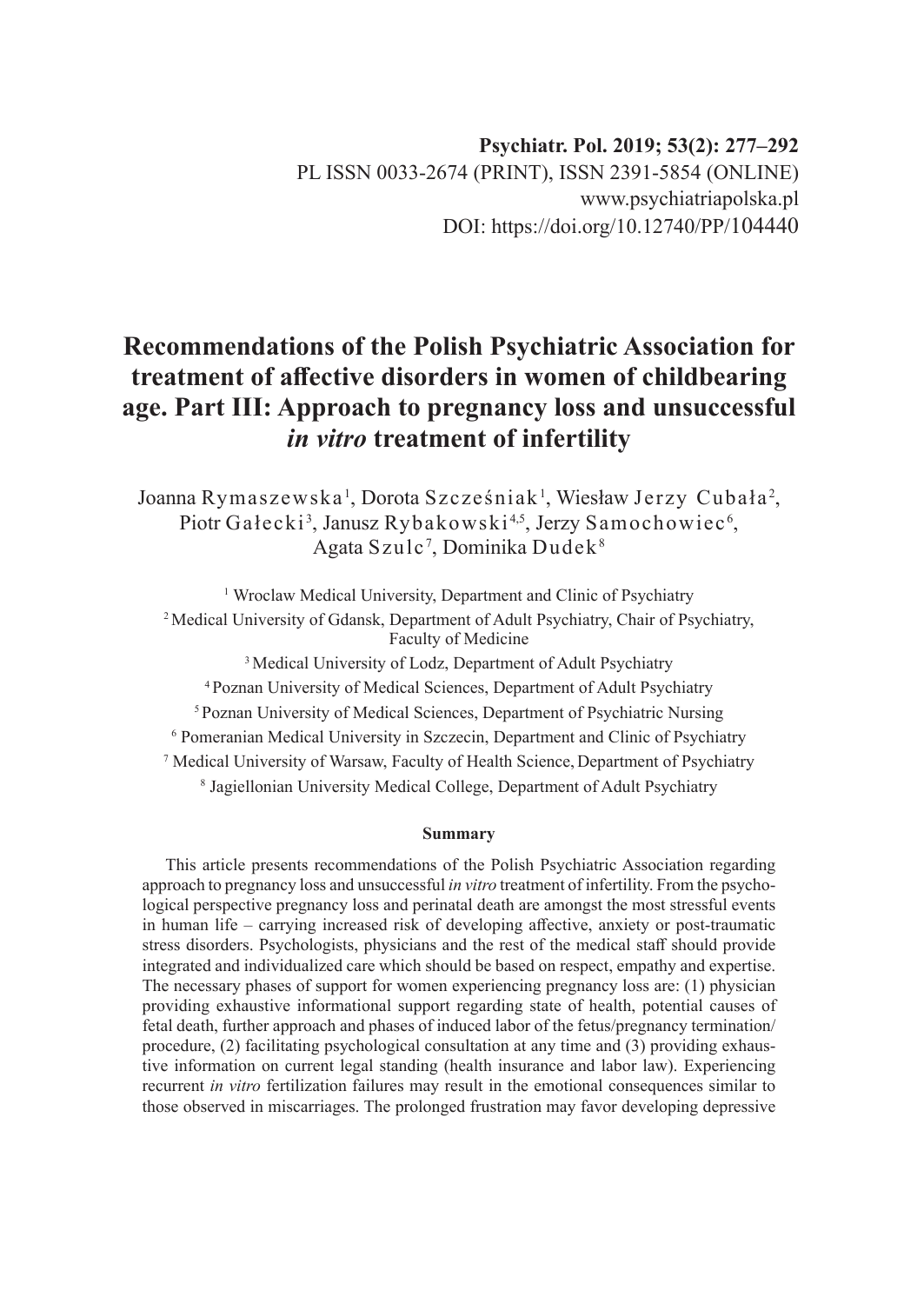Psychiatr. Pol. 2019; 53(2): 277–292
PL ISSN 0033-2674 (PRINT), ISSN 2391-5854 (ONLINE)
www.psychiatriapolska.pl
DOI: https://doi.org/10.12740/PP/104440

# Recommendations of the Polish Psychiatric Association for treatment of affective disorders in women of childbearing age. Part III: Approach to pregnancy loss and unsuccessful *in vitro* treatment of infertility

Joanna Rymaszewska[1], Dorota Szcześniak[1], Wiesław Jerzy Cubała[2], Piotr Gałecki[3], Janusz Rybakowski[4,5], Jerzy Samochowiec[6], Agata Szulc[7], Dominika Dudek[8]

[1] Wroclaw Medical University, Department and Clinic of Psychiatry
[2] Medical University of Gdansk, Department of Adult Psychiatry, Chair of Psychiatry, Faculty of Medicine
[3] Medical University of Lodz, Department of Adult Psychiatry
[4] Poznan University of Medical Sciences, Department of Adult Psychiatry
[5] Poznan University of Medical Sciences, Department of Psychiatric Nursing
[6] Pomeranian Medical University in Szczecin, Department and Clinic of Psychiatry
[7] Medical University of Warsaw, Faculty of Health Science, Department of Psychiatry
[8] Jagiellonian University Medical College, Department of Adult Psychiatry

### Summary

This article presents recommendations of the Polish Psychiatric Association regarding approach to pregnancy loss and unsuccessful *in vitro* treatment of infertility. From the psychological perspective pregnancy loss and perinatal death are amongst the most stressful events in human life – carrying increased risk of developing affective, anxiety or post-traumatic stress disorders. Psychologists, physicians and the rest of the medical staff should provide integrated and individualized care which should be based on respect, empathy and expertise. The necessary phases of support for women experiencing pregnancy loss are: (1) physician providing exhaustive informational support regarding state of health, potential causes of fetal death, further approach and phases of induced labor of the fetus/pregnancy termination/procedure, (2) facilitating psychological consultation at any time and (3) providing exhaustive information on current legal standing (health insurance and labor law). Experiencing recurrent *in vitro* fertilization failures may result in the emotional consequences similar to those observed in miscarriages. The prolonged frustration may favor developing depressive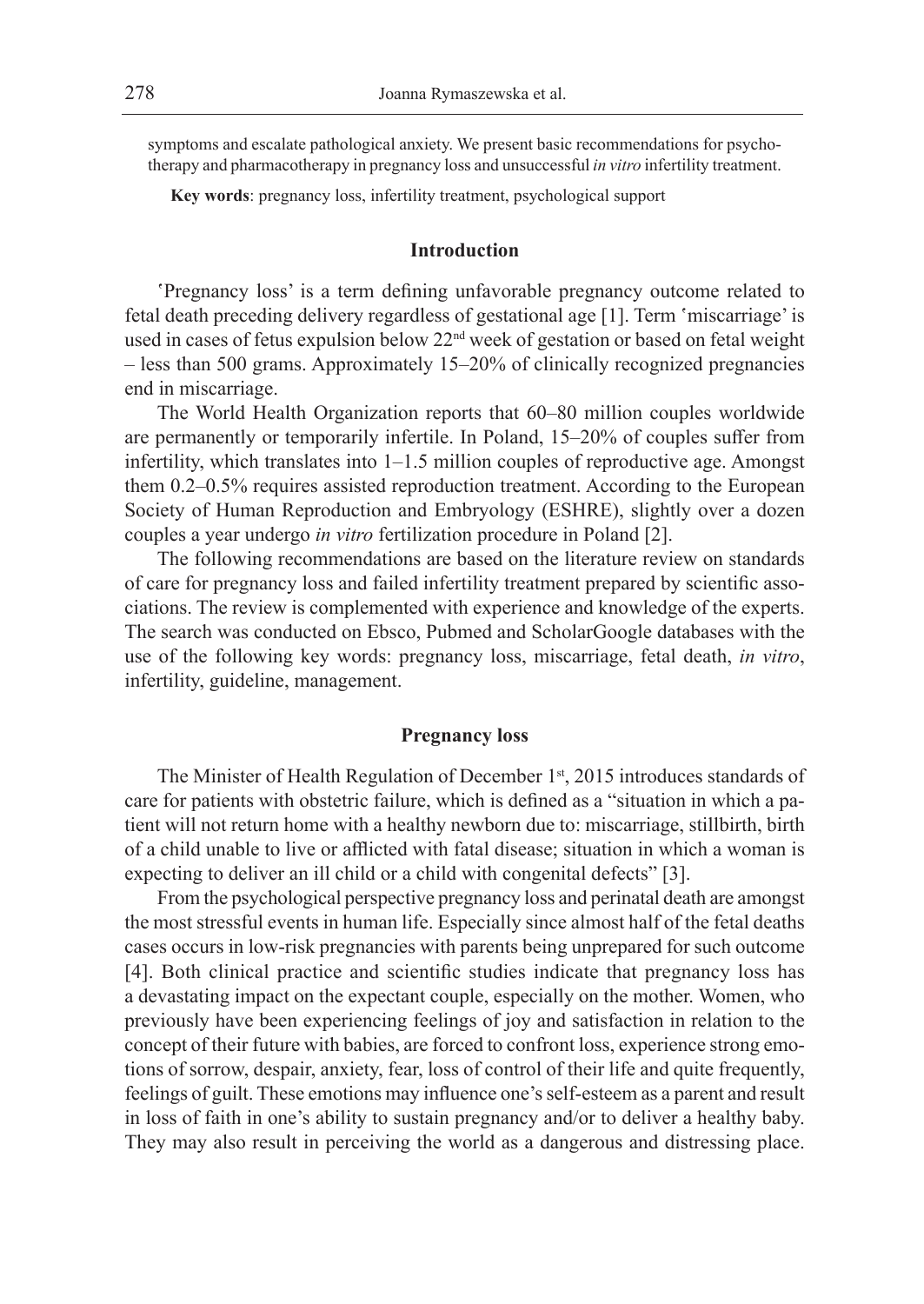symptoms and escalate pathological anxiety. We present basic recommendations for psychotherapy and pharmacotherapy in pregnancy loss and unsuccessful *in vitro* infertility treatment.

**Key words**: pregnancy loss, infertility treatment, psychological support

## Introduction

'Pregnancy loss' is a term defining unfavorable pregnancy outcome related to fetal death preceding delivery regardless of gestational age [1]. Term 'miscarriage' is used in cases of fetus expulsion below 22nd week of gestation or based on fetal weight – less than 500 grams. Approximately 15–20% of clinically recognized pregnancies end in miscarriage.

The World Health Organization reports that 60–80 million couples worldwide are permanently or temporarily infertile. In Poland, 15–20% of couples suffer from infertility, which translates into 1–1.5 million couples of reproductive age. Amongst them 0.2–0.5% requires assisted reproduction treatment. According to the European Society of Human Reproduction and Embryology (ESHRE), slightly over a dozen couples a year undergo *in vitro* fertilization procedure in Poland [2].

The following recommendations are based on the literature review on standards of care for pregnancy loss and failed infertility treatment prepared by scientific associations. The review is complemented with experience and knowledge of the experts. The search was conducted on Ebsco, Pubmed and ScholarGoogle databases with the use of the following key words: pregnancy loss, miscarriage, fetal death, *in vitro*, infertility, guideline, management.

## Pregnancy loss

The Minister of Health Regulation of December 1st, 2015 introduces standards of care for patients with obstetric failure, which is defined as a "situation in which a patient will not return home with a healthy newborn due to: miscarriage, stillbirth, birth of a child unable to live or afflicted with fatal disease; situation in which a woman is expecting to deliver an ill child or a child with congenital defects" [3].

From the psychological perspective pregnancy loss and perinatal death are amongst the most stressful events in human life. Especially since almost half of the fetal deaths cases occurs in low-risk pregnancies with parents being unprepared for such outcome [4]. Both clinical practice and scientific studies indicate that pregnancy loss has a devastating impact on the expectant couple, especially on the mother. Women, who previously have been experiencing feelings of joy and satisfaction in relation to the concept of their future with babies, are forced to confront loss, experience strong emotions of sorrow, despair, anxiety, fear, loss of control of their life and quite frequently, feelings of guilt. These emotions may influence one's self-esteem as a parent and result in loss of faith in one's ability to sustain pregnancy and/or to deliver a healthy baby. They may also result in perceiving the world as a dangerous and distressing place.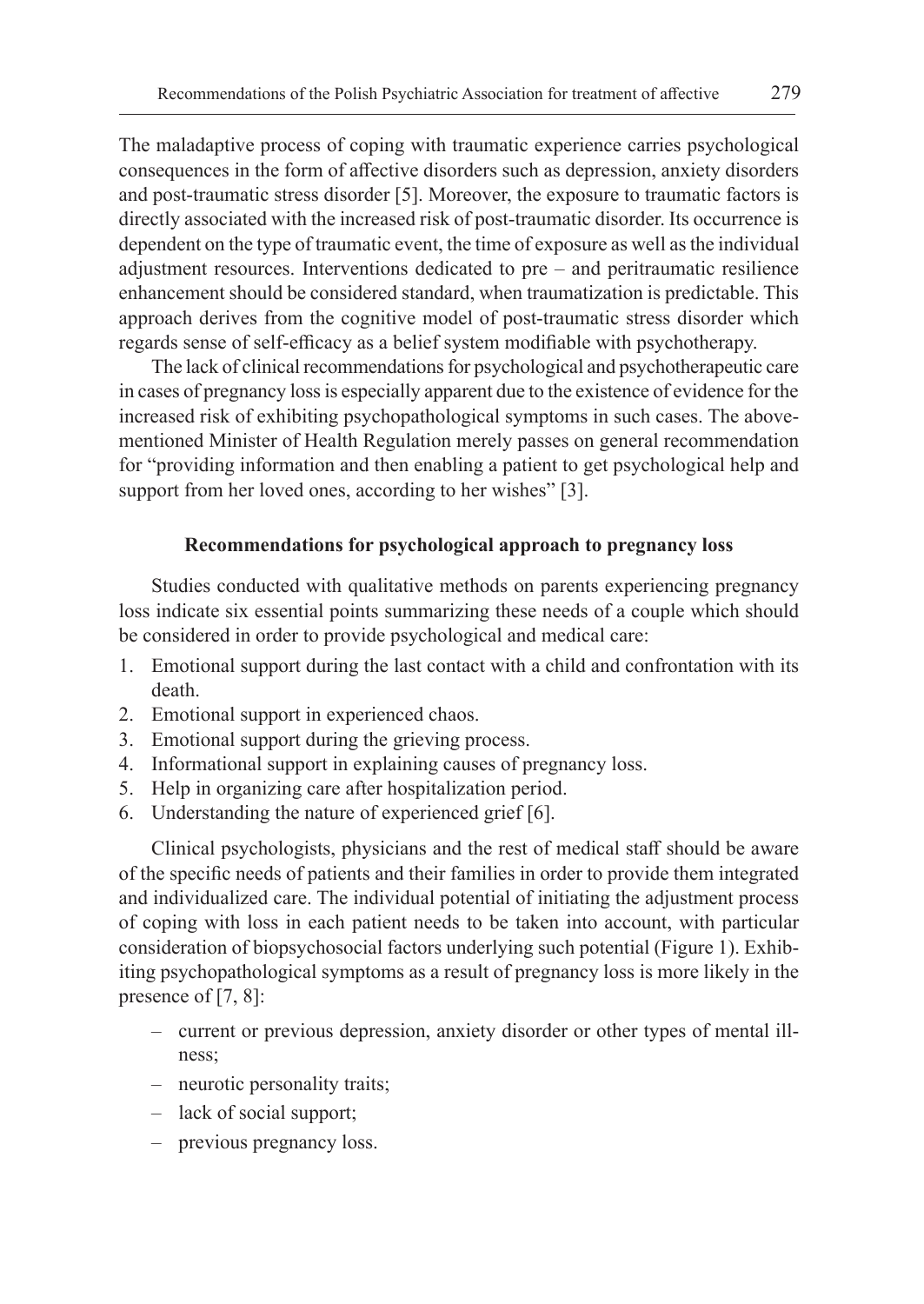The maladaptive process of coping with traumatic experience carries psychological consequences in the form of affective disorders such as depression, anxiety disorders and post-traumatic stress disorder [5]. Moreover, the exposure to traumatic factors is directly associated with the increased risk of post-traumatic disorder. Its occurrence is dependent on the type of traumatic event, the time of exposure as well as the individual adjustment resources. Interventions dedicated to pre – and peritraumatic resilience enhancement should be considered standard, when traumatization is predictable. This approach derives from the cognitive model of post-traumatic stress disorder which regards sense of self-efficacy as a belief system modifiable with psychotherapy.

The lack of clinical recommendations for psychological and psychotherapeutic care in cases of pregnancy loss is especially apparent due to the existence of evidence for the increased risk of exhibiting psychopathological symptoms in such cases. The above-mentioned Minister of Health Regulation merely passes on general recommendation for "providing information and then enabling a patient to get psychological help and support from her loved ones, according to her wishes" [3].

## Recommendations for psychological approach to pregnancy loss

Studies conducted with qualitative methods on parents experiencing pregnancy loss indicate six essential points summarizing these needs of a couple which should be considered in order to provide psychological and medical care:

1. Emotional support during the last contact with a child and confrontation with its death.
2. Emotional support in experienced chaos.
3. Emotional support during the grieving process.
4. Informational support in explaining causes of pregnancy loss.
5. Help in organizing care after hospitalization period.
6. Understanding the nature of experienced grief [6].

Clinical psychologists, physicians and the rest of medical staff should be aware of the specific needs of patients and their families in order to provide them integrated and individualized care. The individual potential of initiating the adjustment process of coping with loss in each patient needs to be taken into account, with particular consideration of biopsychosocial factors underlying such potential (Figure 1). Exhibiting psychopathological symptoms as a result of pregnancy loss is more likely in the presence of [7, 8]:

- current or previous depression, anxiety disorder or other types of mental illness;
- neurotic personality traits;
- lack of social support;
- previous pregnancy loss.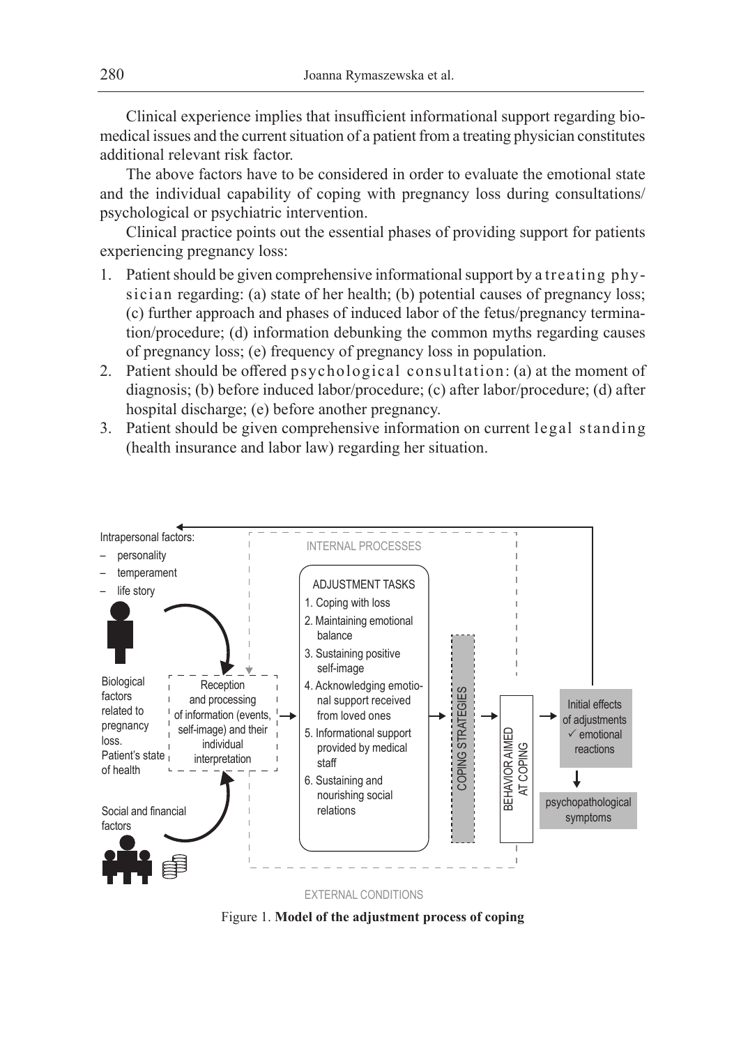Clinical experience implies that insufficient informational support regarding biomedical issues and the current situation of a patient from a treating physician constitutes additional relevant risk factor.

The above factors have to be considered in order to evaluate the emotional state and the individual capability of coping with pregnancy loss during consultations/psychological or psychiatric intervention.

Clinical practice points out the essential phases of providing support for patients experiencing pregnancy loss:

1. Patient should be given comprehensive informational support by a treating physician regarding: (a) state of her health; (b) potential causes of pregnancy loss; (c) further approach and phases of induced labor of the fetus/pregnancy termination/procedure; (d) information debunking the common myths regarding causes of pregnancy loss; (e) frequency of pregnancy loss in population.
2. Patient should be offered psychological consultation: (a) at the moment of diagnosis; (b) before induced labor/procedure; (c) after labor/procedure; (d) after hospital discharge; (e) before another pregnancy.
3. Patient should be given comprehensive information on current legal standing (health insurance and labor law) regarding her situation.

Intrapersonal factors:
- personality
- temperament
- life story

Biological factors related to pregnancy loss. Patient's state of health

Social and financial factors

INTERNAL PROCESSES

Reception and processing of information (events, self-image) and their individual interpretation

ADJUSTMENT TASKS
1. Coping with loss
2. Maintaining emotional balance
3. Sustaining positive self-image
4. Acknowledging emotional support received from loved ones
5. Informational support provided by medical staff
6. Sustaining and nourishing social relations

COPING STRATEGIES

BEHAVIOR AIMED AT COPING

Initial effects of adjustments
✓ emotional reactions

psychopathological symptoms

EXTERNAL CONDITIONS

Figure 1. **Model of the adjustment process of coping**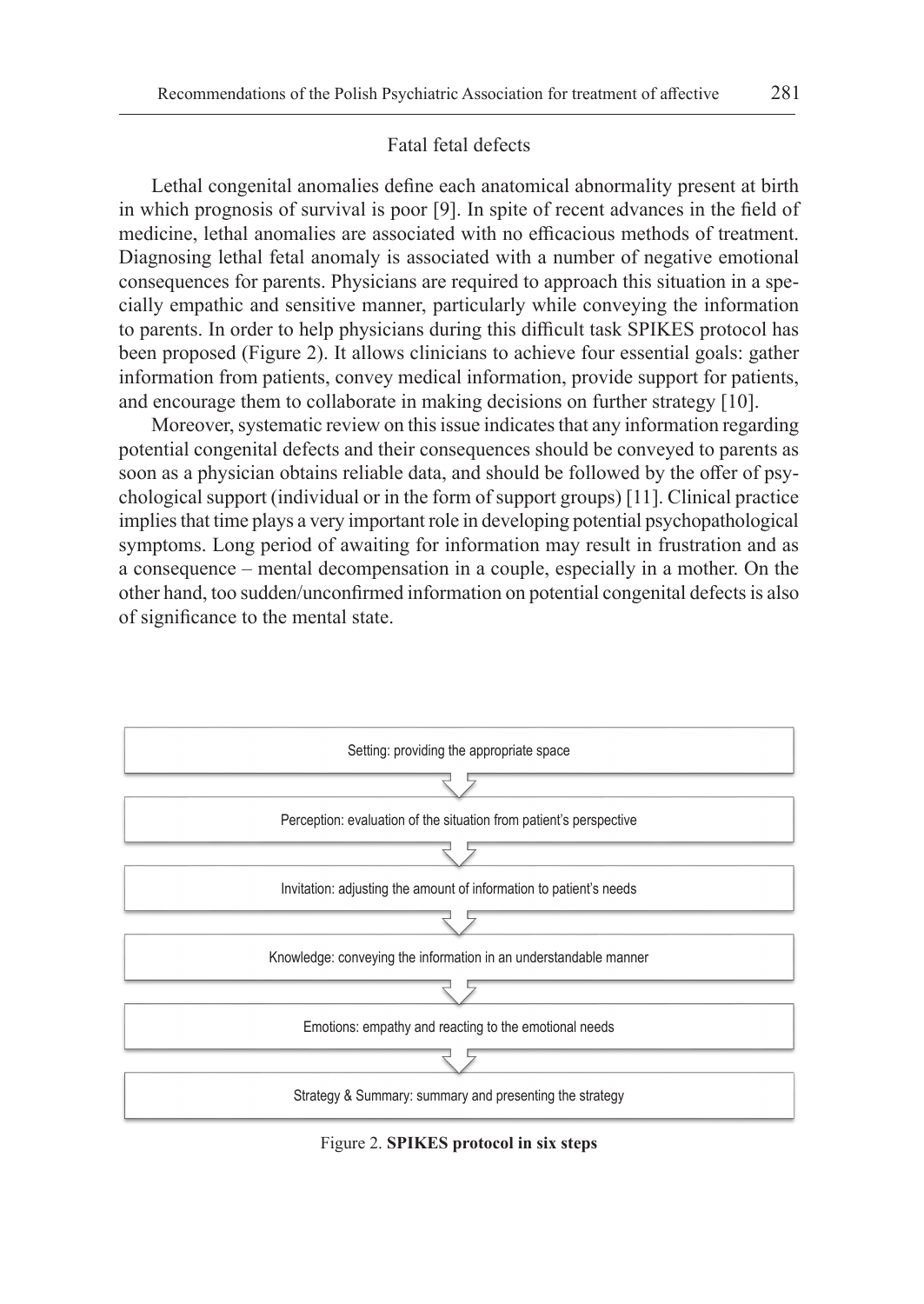## Fatal fetal defects

Lethal congenital anomalies define each anatomical abnormality present at birth in which prognosis of survival is poor [9]. In spite of recent advances in the field of medicine, lethal anomalies are associated with no efficacious methods of treatment. Diagnosing lethal fetal anomaly is associated with a number of negative emotional consequences for parents. Physicians are required to approach this situation in a specially empathic and sensitive manner, particularly while conveying the information to parents. In order to help physicians during this difficult task SPIKES protocol has been proposed (Figure 2). It allows clinicians to achieve four essential goals: gather information from patients, convey medical information, provide support for patients, and encourage them to collaborate in making decisions on further strategy [10].

Moreover, systematic review on this issue indicates that any information regarding potential congenital defects and their consequences should be conveyed to parents as soon as a physician obtains reliable data, and should be followed by the offer of psychological support (individual or in the form of support groups) [11]. Clinical practice implies that time plays a very important role in developing potential psychopathological symptoms. Long period of awaiting for information may result in frustration and as a consequence – mental decompensation in a couple, especially in a mother. On the other hand, too sudden/unconfirmed information on potential congenital defects is also of significance to the mental state.

Setting: providing the appropriate space

↓

Perception: evaluation of the situation from patient's perspective

↓

Invitation: adjusting the amount of information to patient's needs

↓

Knowledge: conveying the information in an understandable manner

↓

Emotions: empathy and reacting to the emotional needs

↓

Strategy & Summary: summary and presenting the strategy

Figure 2. **SPIKES protocol in six steps**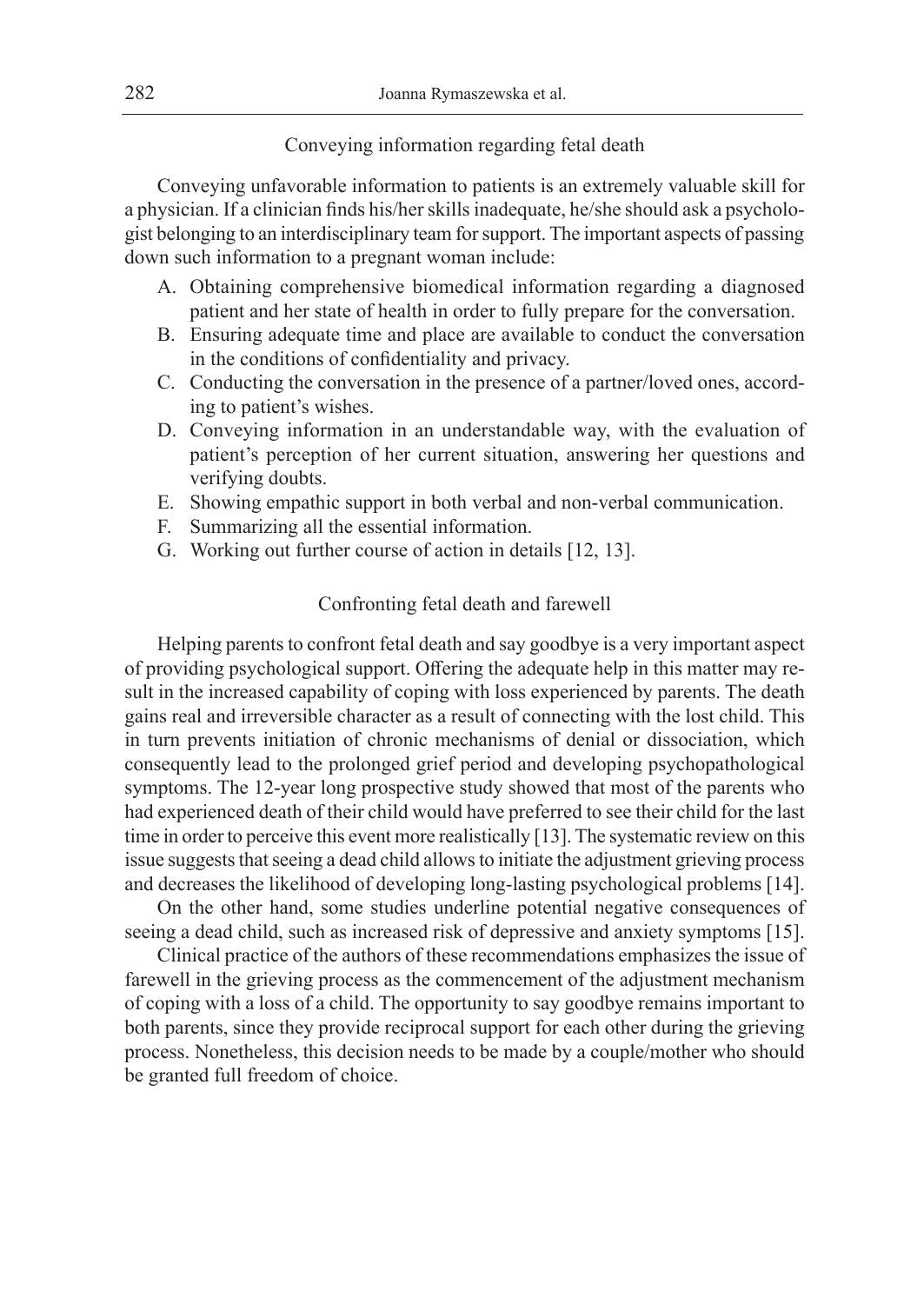### Conveying information regarding fetal death

Conveying unfavorable information to patients is an extremely valuable skill for a physician. If a clinician finds his/her skills inadequate, he/she should ask a psychologist belonging to an interdisciplinary team for support. The important aspects of passing down such information to a pregnant woman include:

A. Obtaining comprehensive biomedical information regarding a diagnosed patient and her state of health in order to fully prepare for the conversation.
B. Ensuring adequate time and place are available to conduct the conversation in the conditions of confidentiality and privacy.
C. Conducting the conversation in the presence of a partner/loved ones, according to patient's wishes.
D. Conveying information in an understandable way, with the evaluation of patient's perception of her current situation, answering her questions and verifying doubts.
E. Showing empathic support in both verbal and non-verbal communication.
F. Summarizing all the essential information.
G. Working out further course of action in details [12, 13].

### Confronting fetal death and farewell

Helping parents to confront fetal death and say goodbye is a very important aspect of providing psychological support. Offering the adequate help in this matter may result in the increased capability of coping with loss experienced by parents. The death gains real and irreversible character as a result of connecting with the lost child. This in turn prevents initiation of chronic mechanisms of denial or dissociation, which consequently lead to the prolonged grief period and developing psychopathological symptoms. The 12-year long prospective study showed that most of the parents who had experienced death of their child would have preferred to see their child for the last time in order to perceive this event more realistically [13]. The systematic review on this issue suggests that seeing a dead child allows to initiate the adjustment grieving process and decreases the likelihood of developing long-lasting psychological problems [14].

On the other hand, some studies underline potential negative consequences of seeing a dead child, such as increased risk of depressive and anxiety symptoms [15].

Clinical practice of the authors of these recommendations emphasizes the issue of farewell in the grieving process as the commencement of the adjustment mechanism of coping with a loss of a child. The opportunity to say goodbye remains important to both parents, since they provide reciprocal support for each other during the grieving process. Nonetheless, this decision needs to be made by a couple/mother who should be granted full freedom of choice.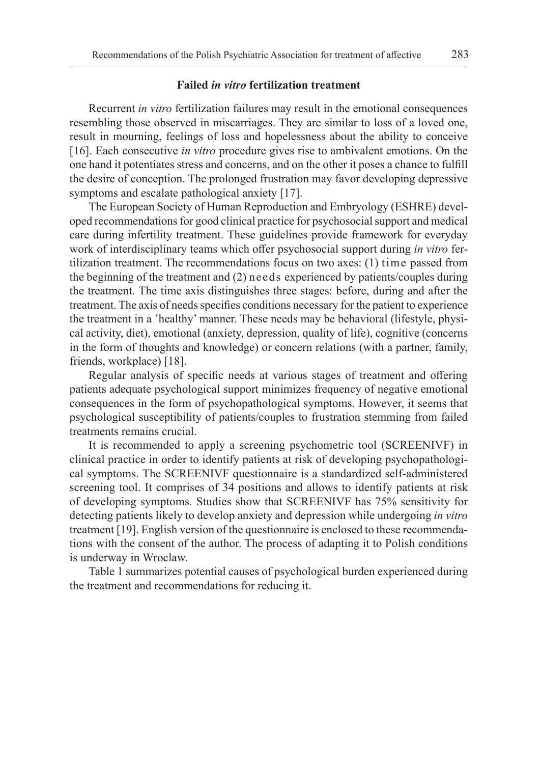### Failed *in vitro* fertilization treatment

Recurrent *in vitro* fertilization failures may result in the emotional consequences resembling those observed in miscarriages. They are similar to loss of a loved one, result in mourning, feelings of loss and hopelessness about the ability to conceive [16]. Each consecutive *in vitro* procedure gives rise to ambivalent emotions. On the one hand it potentiates stress and concerns, and on the other it poses a chance to fulfill the desire of conception. The prolonged frustration may favor developing depressive symptoms and escalate pathological anxiety [17].

The European Society of Human Reproduction and Embryology (ESHRE) developed recommendations for good clinical practice for psychosocial support and medical care during infertility treatment. These guidelines provide framework for everyday work of interdisciplinary teams which offer psychosocial support during *in vitro* fertilization treatment. The recommendations focus on two axes: (1) time passed from the beginning of the treatment and (2) needs experienced by patients/couples during the treatment. The time axis distinguishes three stages: before, during and after the treatment. The axis of needs specifies conditions necessary for the patient to experience the treatment in a 'healthy' manner. These needs may be behavioral (lifestyle, physical activity, diet), emotional (anxiety, depression, quality of life), cognitive (concerns in the form of thoughts and knowledge) or concern relations (with a partner, family, friends, workplace) [18].

Regular analysis of specific needs at various stages of treatment and offering patients adequate psychological support minimizes frequency of negative emotional consequences in the form of psychopathological symptoms. However, it seems that psychological susceptibility of patients/couples to frustration stemming from failed treatments remains crucial.

It is recommended to apply a screening psychometric tool (SCREENIVF) in clinical practice in order to identify patients at risk of developing psychopathological symptoms. The SCREENIVF questionnaire is a standardized self-administered screening tool. It comprises of 34 positions and allows to identify patients at risk of developing symptoms. Studies show that SCREENIVF has 75% sensitivity for detecting patients likely to develop anxiety and depression while undergoing *in vitro* treatment [19]. English version of the questionnaire is enclosed to these recommendations with the consent of the author. The process of adapting it to Polish conditions is underway in Wroclaw.

Table 1 summarizes potential causes of psychological burden experienced during the treatment and recommendations for reducing it.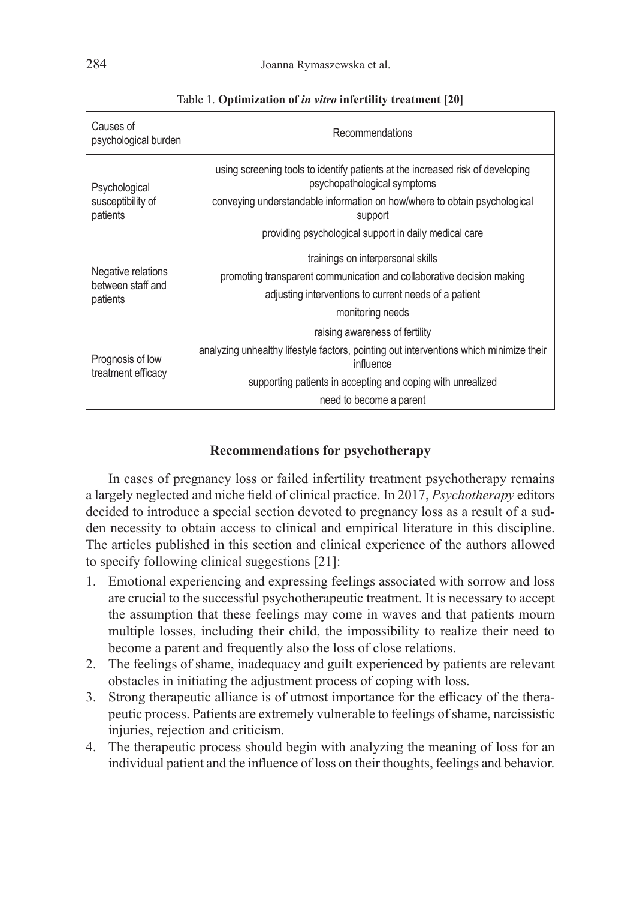Table 1. **Optimization of *in vitro* infertility treatment [20]**

| Causes of psychological burden | Recommendations |
|---|---|
| Psychological susceptibility of patients | using screening tools to identify patients at the increased risk of developing psychopathological symptoms |
| | conveying understandable information on how/where to obtain psychological support |
| | providing psychological support in daily medical care |
| Negative relations between staff and patients | trainings on interpersonal skills |
| | promoting transparent communication and collaborative decision making |
| | adjusting interventions to current needs of a patient |
| | monitoring needs |
| Prognosis of low treatment efficacy | raising awareness of fertility |
| | analyzing unhealthy lifestyle factors, pointing out interventions which minimize their influence |
| | supporting patients in accepting and coping with unrealized |
| | need to become a parent |

### Recommendations for psychotherapy

In cases of pregnancy loss or failed infertility treatment psychotherapy remains a largely neglected and niche field of clinical practice. In 2017, *Psychotherapy* editors decided to introduce a special section devoted to pregnancy loss as a result of a sudden necessity to obtain access to clinical and empirical literature in this discipline. The articles published in this section and clinical experience of the authors allowed to specify following clinical suggestions [21]:

1. Emotional experiencing and expressing feelings associated with sorrow and loss are crucial to the successful psychotherapeutic treatment. It is necessary to accept the assumption that these feelings may come in waves and that patients mourn multiple losses, including their child, the impossibility to realize their need to become a parent and frequently also the loss of close relations.
2. The feelings of shame, inadequacy and guilt experienced by patients are relevant obstacles in initiating the adjustment process of coping with loss.
3. Strong therapeutic alliance is of utmost importance for the efficacy of the therapeutic process. Patients are extremely vulnerable to feelings of shame, narcissistic injuries, rejection and criticism.
4. The therapeutic process should begin with analyzing the meaning of loss for an individual patient and the influence of loss on their thoughts, feelings and behavior.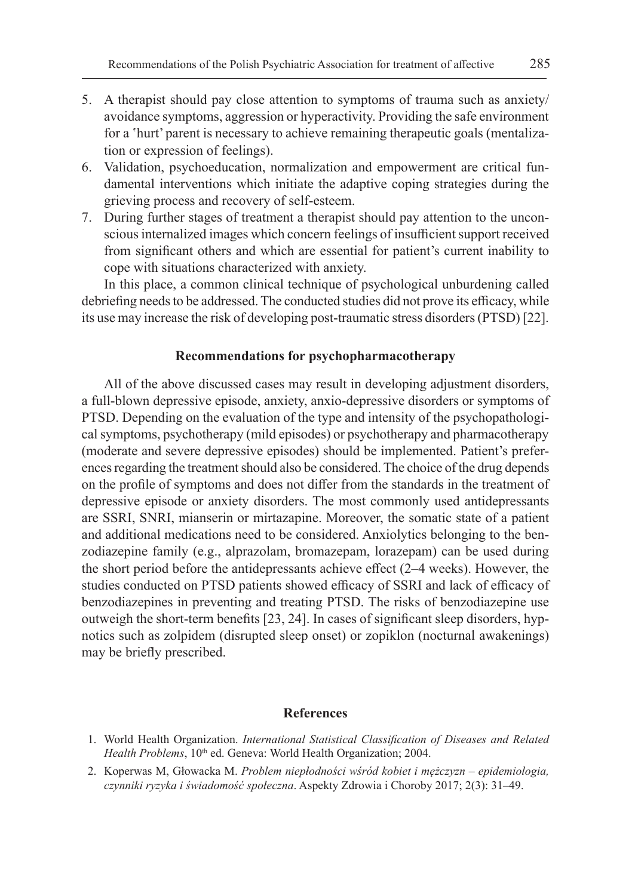5. A therapist should pay close attention to symptoms of trauma such as anxiety/avoidance symptoms, aggression or hyperactivity. Providing the safe environment for a 'hurt' parent is necessary to achieve remaining therapeutic goals (mentalization or expression of feelings).
6. Validation, psychoeducation, normalization and empowerment are critical fundamental interventions which initiate the adaptive coping strategies during the grieving process and recovery of self-esteem.
7. During further stages of treatment a therapist should pay attention to the unconscious internalized images which concern feelings of insufficient support received from significant others and which are essential for patient's current inability to cope with situations characterized with anxiety.

In this place, a common clinical technique of psychological unburdening called debriefing needs to be addressed. The conducted studies did not prove its efficacy, while its use may increase the risk of developing post-traumatic stress disorders (PTSD) [22].

## Recommendations for psychopharmacotherapy

All of the above discussed cases may result in developing adjustment disorders, a full-blown depressive episode, anxiety, anxio-depressive disorders or symptoms of PTSD. Depending on the evaluation of the type and intensity of the psychopathological symptoms, psychotherapy (mild episodes) or psychotherapy and pharmacotherapy (moderate and severe depressive episodes) should be implemented. Patient's preferences regarding the treatment should also be considered. The choice of the drug depends on the profile of symptoms and does not differ from the standards in the treatment of depressive episode or anxiety disorders. The most commonly used antidepressants are SSRI, SNRI, mianserin or mirtazapine. Moreover, the somatic state of a patient and additional medications need to be considered. Anxiolytics belonging to the benzodiazepine family (e.g., alprazolam, bromazepam, lorazepam) can be used during the short period before the antidepressants achieve effect (2–4 weeks). However, the studies conducted on PTSD patients showed efficacy of SSRI and lack of efficacy of benzodiazepines in preventing and treating PTSD. The risks of benzodiazepine use outweigh the short-term benefits [23, 24]. In cases of significant sleep disorders, hypnotics such as zolpidem (disrupted sleep onset) or zopiklon (nocturnal awakenings) may be briefly prescribed.

## References

1. World Health Organization. *International Statistical Classification of Diseases and Related Health Problems*, 10th ed. Geneva: World Health Organization; 2004.
2. Koperwas M, Głowacka M. *Problem niepłodności wśród kobiet i mężczyzn – epidemiologia, czynniki ryzyka i świadomość społeczna*. Aspekty Zdrowia i Choroby 2017; 2(3): 31–49.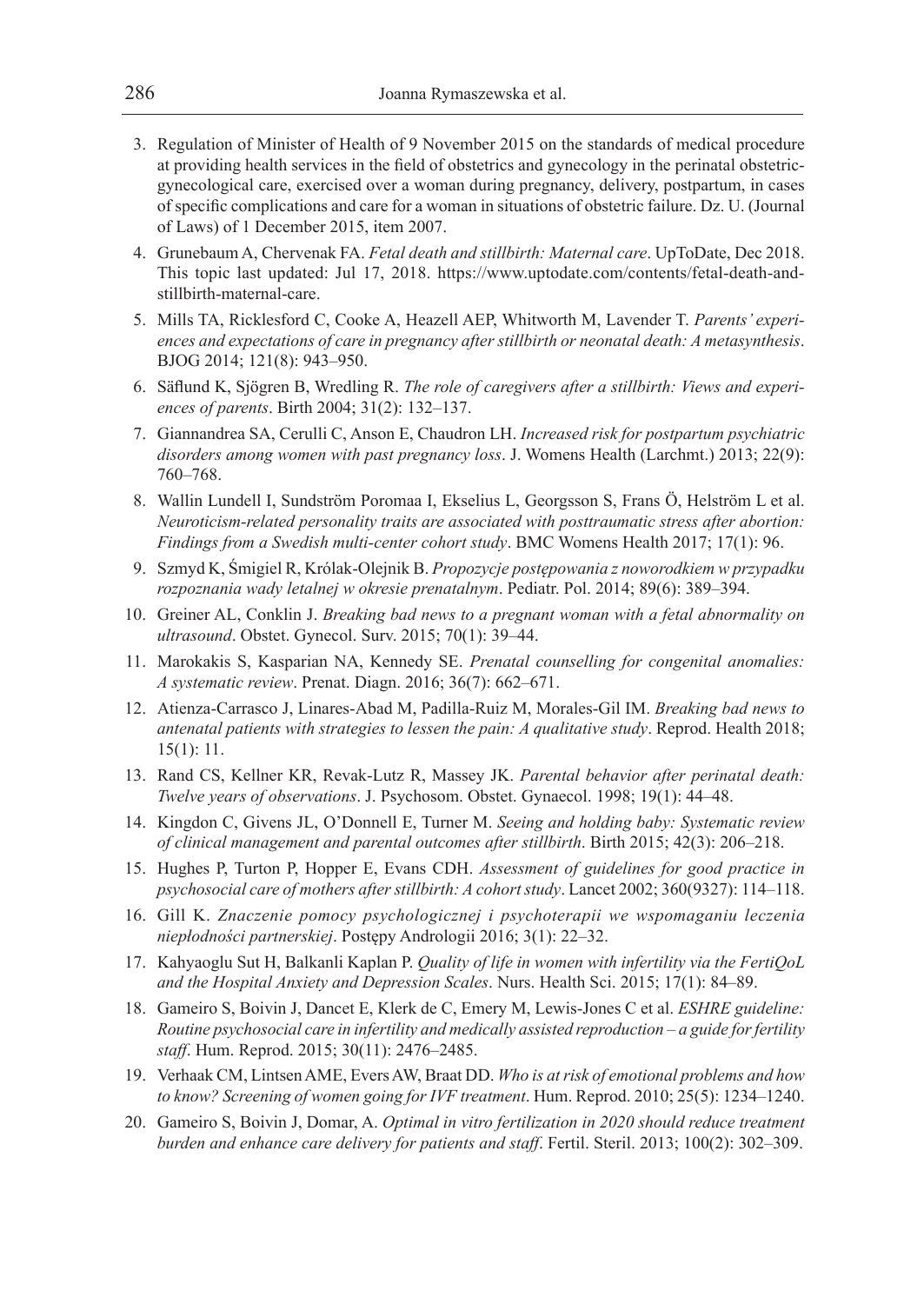3. Regulation of Minister of Health of 9 November 2015 on the standards of medical procedure at providing health services in the field of obstetrics and gynecology in the perinatal obstetric-gynecological care, exercised over a woman during pregnancy, delivery, postpartum, in cases of specific complications and care for a woman in situations of obstetric failure. Dz. U. (Journal of Laws) of 1 December 2015, item 2007.
4. Grunebaum A, Chervenak FA. *Fetal death and stillbirth: Maternal care*. UpToDate, Dec 2018. This topic last updated: Jul 17, 2018. https://www.uptodate.com/contents/fetal-death-and-stillbirth-maternal-care.
5. Mills TA, Ricklesford C, Cooke A, Heazell AEP, Whitworth M, Lavender T. *Parents' experiences and expectations of care in pregnancy after stillbirth or neonatal death: A metasynthesis*. BJOG 2014; 121(8): 943–950.
6. Säflund K, Sjögren B, Wredling R. *The role of caregivers after a stillbirth: Views and experiences of parents*. Birth 2004; 31(2): 132–137.
7. Giannandrea SA, Cerulli C, Anson E, Chaudron LH. *Increased risk for postpartum psychiatric disorders among women with past pregnancy loss*. J. Womens Health (Larchmt.) 2013; 22(9): 760–768.
8. Wallin Lundell I, Sundström Poromaa I, Ekselius L, Georgsson S, Frans Ö, Helström L et al. *Neuroticism-related personality traits are associated with posttraumatic stress after abortion: Findings from a Swedish multi-center cohort study*. BMC Womens Health 2017; 17(1): 96.
9. Szmyd K, Śmigiel R, Królak-Olejnik B. *Propozycje postępowania z noworodkiem w przypadku rozpoznania wady letalnej w okresie prenatalnym*. Pediatr. Pol. 2014; 89(6): 389–394.
10. Greiner AL, Conklin J. *Breaking bad news to a pregnant woman with a fetal abnormality on ultrasound*. Obstet. Gynecol. Surv. 2015; 70(1): 39–44.
11. Marokakis S, Kasparian NA, Kennedy SE. *Prenatal counselling for congenital anomalies: A systematic review*. Prenat. Diagn. 2016; 36(7): 662–671.
12. Atienza-Carrasco J, Linares-Abad M, Padilla-Ruiz M, Morales-Gil IM. *Breaking bad news to antenatal patients with strategies to lessen the pain: A qualitative study*. Reprod. Health 2018; 15(1): 11.
13. Rand CS, Kellner KR, Revak-Lutz R, Massey JK. *Parental behavior after perinatal death: Twelve years of observations*. J. Psychosom. Obstet. Gynaecol. 1998; 19(1): 44–48.
14. Kingdon C, Givens JL, O'Donnell E, Turner M. *Seeing and holding baby: Systematic review of clinical management and parental outcomes after stillbirth*. Birth 2015; 42(3): 206–218.
15. Hughes P, Turton P, Hopper E, Evans CDH. *Assessment of guidelines for good practice in psychosocial care of mothers after stillbirth: A cohort study*. Lancet 2002; 360(9327): 114–118.
16. Gill K. *Znaczenie pomocy psychologicznej i psychoterapii we wspomaganiu leczenia niepłodności partnerskiej*. Postępy Andrologii 2016; 3(1): 22–32.
17. Kahyaoglu Sut H, Balkanli Kaplan P. *Quality of life in women with infertility via the FertiQoL and the Hospital Anxiety and Depression Scales*. Nurs. Health Sci. 2015; 17(1): 84–89.
18. Gameiro S, Boivin J, Dancet E, Klerk de C, Emery M, Lewis-Jones C et al. *ESHRE guideline: Routine psychosocial care in infertility and medically assisted reproduction – a guide for fertility staff*. Hum. Reprod. 2015; 30(11): 2476–2485.
19. Verhaak CM, Lintsen AME, Evers AW, Braat DD. *Who is at risk of emotional problems and how to know? Screening of women going for IVF treatment*. Hum. Reprod. 2010; 25(5): 1234–1240.
20. Gameiro S, Boivin J, Domar, A. *Optimal in vitro fertilization in 2020 should reduce treatment burden and enhance care delivery for patients and staff*. Fertil. Steril. 2013; 100(2): 302–309.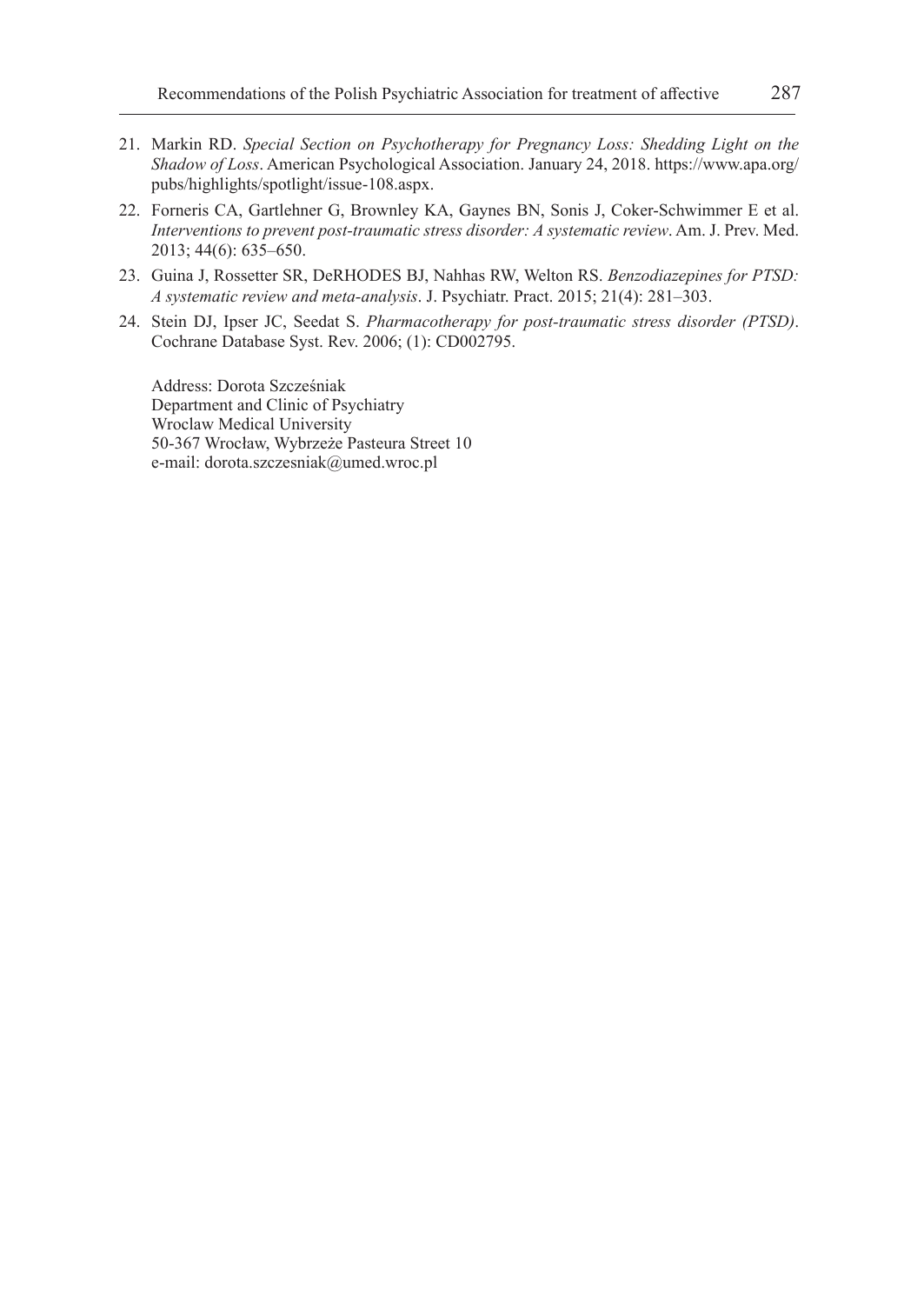21. Markin RD. *Special Section on Psychotherapy for Pregnancy Loss: Shedding Light on the Shadow of Loss*. American Psychological Association. January 24, 2018. https://www.apa.org/pubs/highlights/spotlight/issue-108.aspx.
22. Forneris CA, Gartlehner G, Brownley KA, Gaynes BN, Sonis J, Coker-Schwimmer E et al. *Interventions to prevent post-traumatic stress disorder: A systematic review*. Am. J. Prev. Med. 2013; 44(6): 635–650.
23. Guina J, Rossetter SR, DeRHODES BJ, Nahhas RW, Welton RS. *Benzodiazepines for PTSD: A systematic review and meta-analysis*. J. Psychiatr. Pract. 2015; 21(4): 281–303.
24. Stein DJ, Ipser JC, Seedat S. *Pharmacotherapy for post-traumatic stress disorder (PTSD)*. Cochrane Database Syst. Rev. 2006; (1): CD002795.

Address: Dorota Szcześniak
Department and Clinic of Psychiatry
Wroclaw Medical University
50-367 Wrocław, Wybrzeże Pasteura Street 10
e-mail: dorota.szczesniak@umed.wroc.pl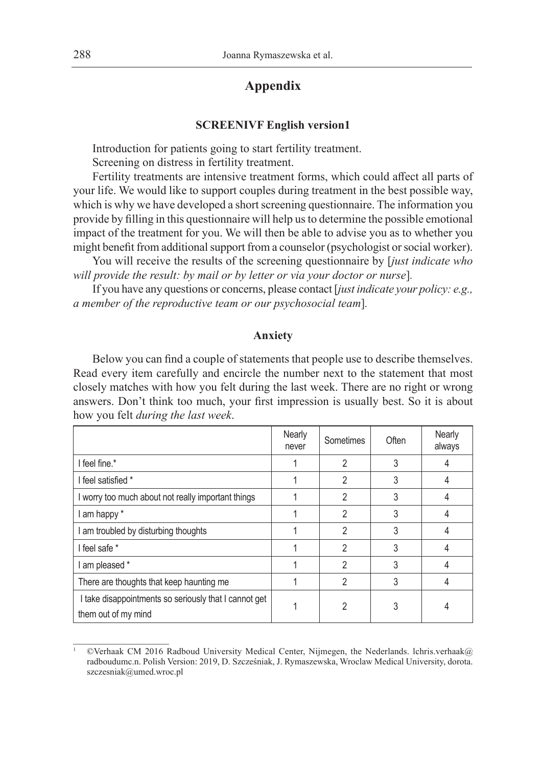## Appendix

### SCREENIVF English version[1]

Introduction for patients going to start fertility treatment.

Screening on distress in fertility treatment.

Fertility treatments are intensive treatment forms, which could affect all parts of your life. We would like to support couples during treatment in the best possible way, which is why we have developed a short screening questionnaire. The information you provide by filling in this questionnaire will help us to determine the possible emotional impact of the treatment for you. We will then be able to advise you as to whether you might benefit from additional support from a counselor (psychologist or social worker).

You will receive the results of the screening questionnaire by [*just indicate who will provide the result: by mail or by letter or via your doctor or nurse*].

If you have any questions or concerns, please contact [*just indicate your policy: e.g., a member of the reproductive team or our psychosocial team*].

#### Anxiety

Below you can find a couple of statements that people use to describe themselves. Read every item carefully and encircle the number next to the statement that most closely matches with how you felt during the last week. There are no right or wrong answers. Don't think too much, your first impression is usually best. So it is about how you felt *during the last week*.

| | Nearly never | Sometimes | Often | Nearly always |
|---|---|---|---|---|
| I feel fine.* | 1 | 2 | 3 | 4 |
| I feel satisfied * | 1 | 2 | 3 | 4 |
| I worry too much about not really important things | 1 | 2 | 3 | 4 |
| I am happy * | 1 | 2 | 3 | 4 |
| I am troubled by disturbing thoughts | 1 | 2 | 3 | 4 |
| I feel safe * | 1 | 2 | 3 | 4 |
| I am pleased * | 1 | 2 | 3 | 4 |
| There are thoughts that keep haunting me | 1 | 2 | 3 | 4 |
| I take disappointments so seriously that I cannot get them out of my mind | 1 | 2 | 3 | 4 |

[1] ©Verhaak CM 2016 Radboud University Medical Center, Nijmegen, the Nederlands. lchris.verhaak@radboudumc.n. Polish Version: 2019, D. Szcześniak, J. Rymaszewska, Wroclaw Medical University, dorota.szczesniak@umed.wroc.pl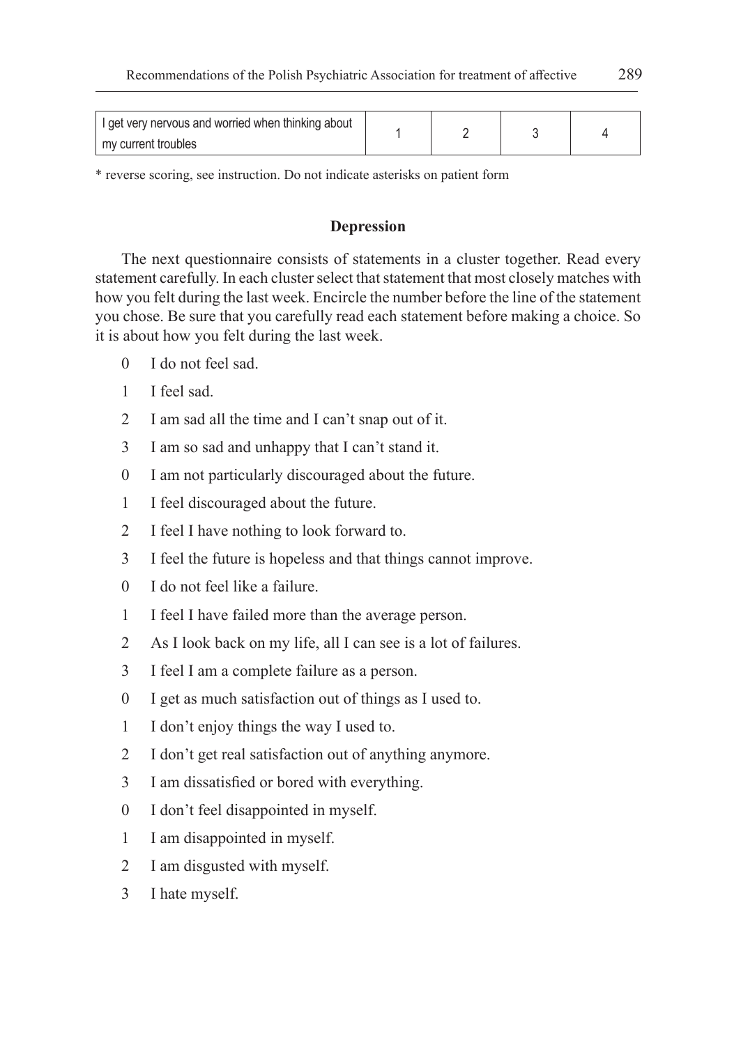| I get very nervous and worried when thinking about my current troubles | 1 | 2 | 3 | 4 |
|---|---|---|---|---|

* reverse scoring, see instruction. Do not indicate asterisks on patient form

### Depression

The next questionnaire consists of statements in a cluster together. Read every statement carefully. In each cluster select that statement that most closely matches with how you felt during the last week. Encircle the number before the line of the statement you chose. Be sure that you carefully read each statement before making a choice. So it is about how you felt during the last week.

0 I do not feel sad.
1 I feel sad.
2 I am sad all the time and I can't snap out of it.
3 I am so sad and unhappy that I can't stand it.

0 I am not particularly discouraged about the future.
1 I feel discouraged about the future.
2 I feel I have nothing to look forward to.
3 I feel the future is hopeless and that things cannot improve.

0 I do not feel like a failure.
1 I feel I have failed more than the average person.
2 As I look back on my life, all I can see is a lot of failures.
3 I feel I am a complete failure as a person.

0 I get as much satisfaction out of things as I used to.
1 I don't enjoy things the way I used to.
2 I don't get real satisfaction out of anything anymore.
3 I am dissatisfied or bored with everything.

0 I don't feel disappointed in myself.
1 I am disappointed in myself.
2 I am disgusted with myself.
3 I hate myself.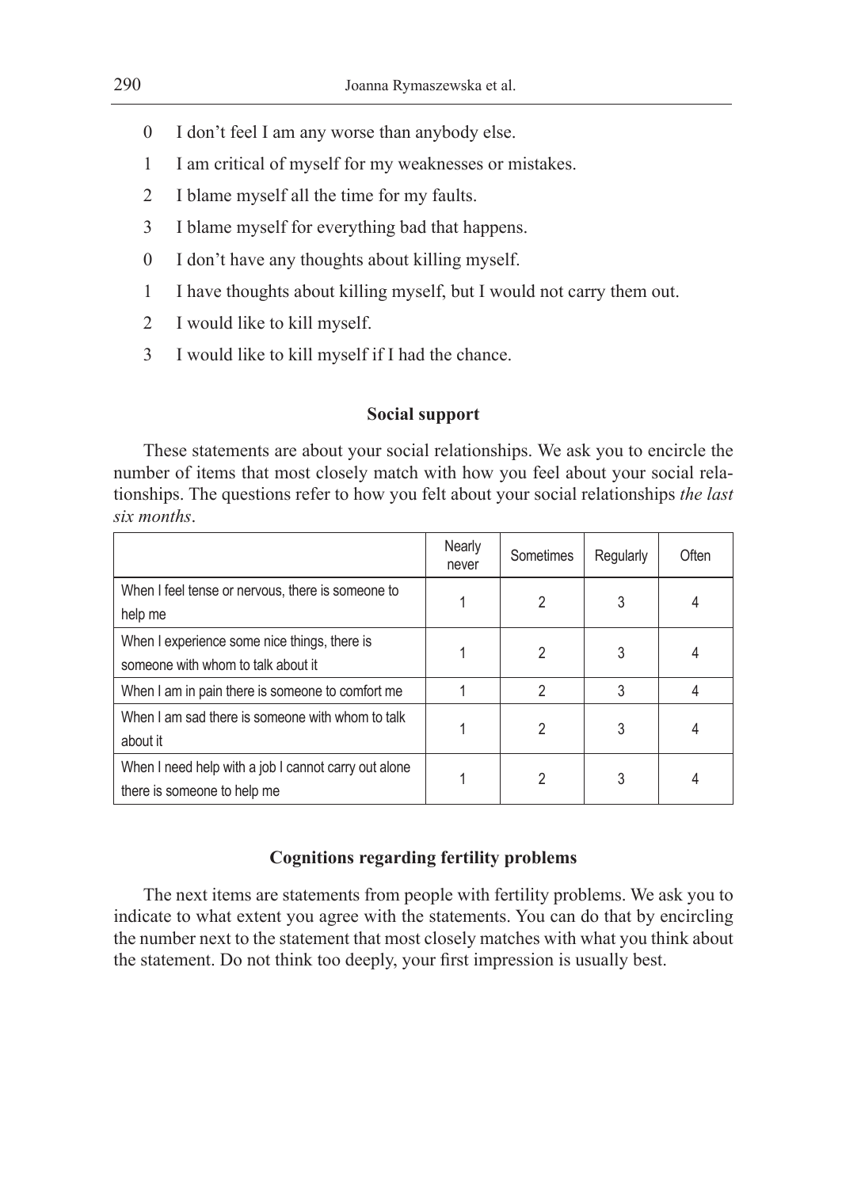0 I don't feel I am any worse than anybody else.

1 I am critical of myself for my weaknesses or mistakes.

2 I blame myself all the time for my faults.

3 I blame myself for everything bad that happens.

0 I don't have any thoughts about killing myself.

1 I have thoughts about killing myself, but I would not carry them out.

2 I would like to kill myself.

3 I would like to kill myself if I had the chance.

### Social support

These statements are about your social relationships. We ask you to encircle the number of items that most closely match with how you feel about your social relationships. The questions refer to how you felt about your social relationships *the last six months*.

| | Nearly never | Sometimes | Regularly | Often |
|---|---|---|---|---|
| When I feel tense or nervous, there is someone to help me | 1 | 2 | 3 | 4 |
| When I experience some nice things, there is someone with whom to talk about it | 1 | 2 | 3 | 4 |
| When I am in pain there is someone to comfort me | 1 | 2 | 3 | 4 |
| When I am sad there is someone with whom to talk about it | 1 | 2 | 3 | 4 |
| When I need help with a job I cannot carry out alone there is someone to help me | 1 | 2 | 3 | 4 |

### Cognitions regarding fertility problems

The next items are statements from people with fertility problems. We ask you to indicate to what extent you agree with the statements. You can do that by encircling the number next to the statement that most closely matches with what you think about the statement. Do not think too deeply, your first impression is usually best.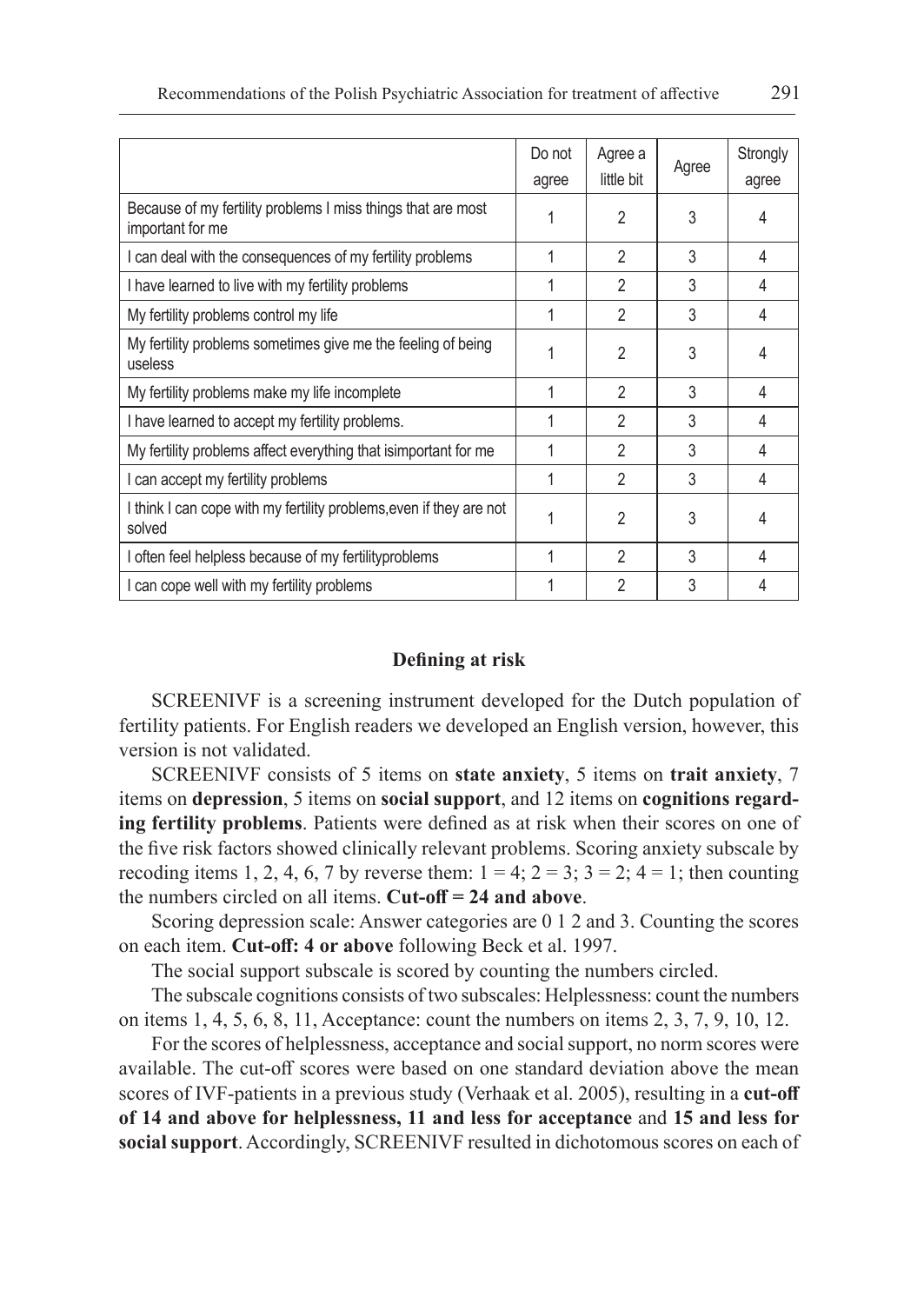| | Do not agree | Agree a little bit | Agree | Strongly agree |
|---|---|---|---|---|
| Because of my fertility problems I miss things that are most important for me | 1 | 2 | 3 | 4 |
| I can deal with the consequences of my fertility problems | 1 | 2 | 3 | 4 |
| I have learned to live with my fertility problems | 1 | 2 | 3 | 4 |
| My fertility problems control my life | 1 | 2 | 3 | 4 |
| My fertility problems sometimes give me the feeling of being useless | 1 | 2 | 3 | 4 |
| My fertility problems make my life incomplete | 1 | 2 | 3 | 4 |
| I have learned to accept my fertility problems. | 1 | 2 | 3 | 4 |
| My fertility problems affect everything that isimportant for me | 1 | 2 | 3 | 4 |
| I can accept my fertility problems | 1 | 2 | 3 | 4 |
| I think I can cope with my fertility problems,even if they are not solved | 1 | 2 | 3 | 4 |
| I often feel helpless because of my fertilityproblems | 1 | 2 | 3 | 4 |
| I can cope well with my fertility problems | 1 | 2 | 3 | 4 |

### Defining at risk

SCREENIVF is a screening instrument developed for the Dutch population of fertility patients. For English readers we developed an English version, however, this version is not validated.

SCREENIVF consists of 5 items on **state anxiety**, 5 items on **trait anxiety**, 7 items on **depression**, 5 items on **social support**, and 12 items on **cognitions regarding fertility problems**. Patients were defined as at risk when their scores on one of the five risk factors showed clinically relevant problems. Scoring anxiety subscale by recoding items 1, 2, 4, 6, 7 by reverse them: 1 = 4; 2 = 3; 3 = 2; 4 = 1; then counting the numbers circled on all items. **Cut-off = 24 and above**.

Scoring depression scale: Answer categories are 0 1 2 and 3. Counting the scores on each item. **Cut-off: 4 or above** following Beck et al. 1997.

The social support subscale is scored by counting the numbers circled.

The subscale cognitions consists of two subscales: Helplessness: count the numbers on items 1, 4, 5, 6, 8, 11, Acceptance: count the numbers on items 2, 3, 7, 9, 10, 12.

For the scores of helplessness, acceptance and social support, no norm scores were available. The cut-off scores were based on one standard deviation above the mean scores of IVF-patients in a previous study (Verhaak et al. 2005), resulting in a **cut-off of 14 and above for helplessness, 11 and less for acceptance** and **15 and less for social support**. Accordingly, SCREENIVF resulted in dichotomous scores on each of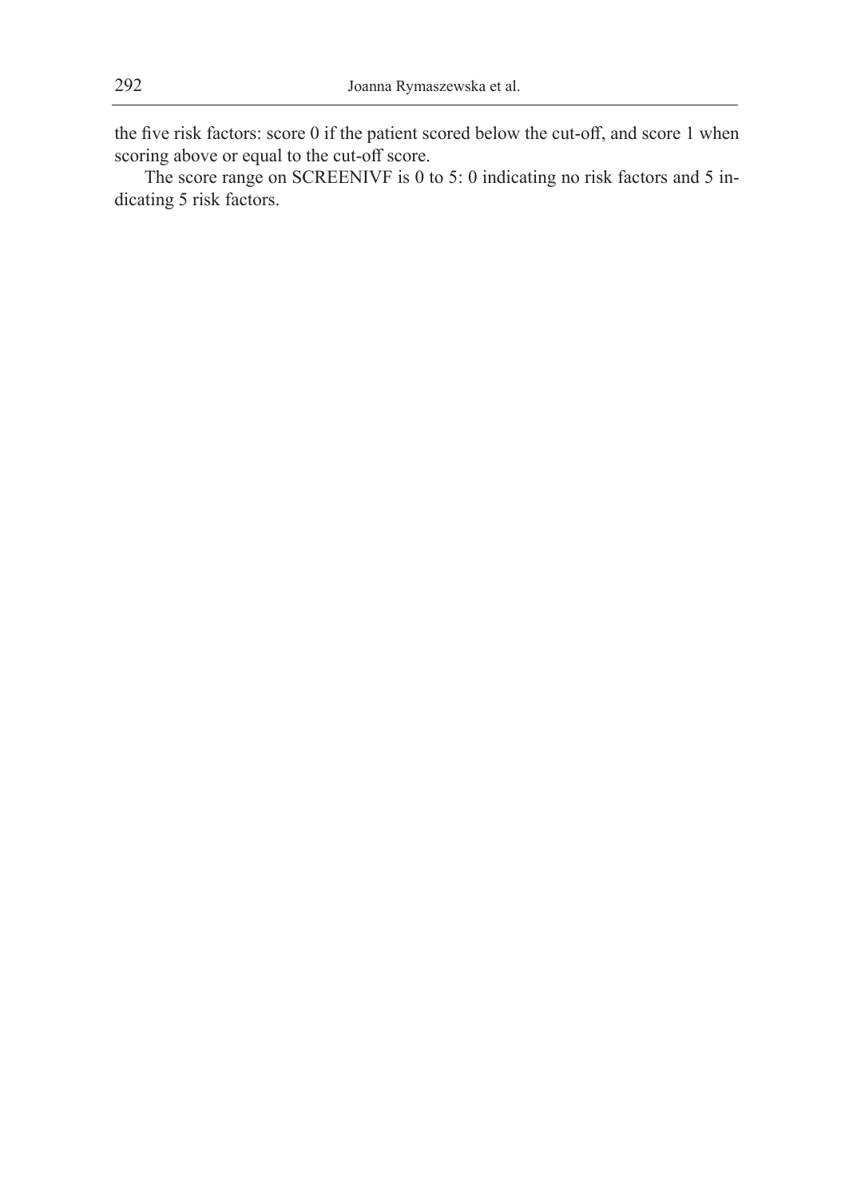the five risk factors: score 0 if the patient scored below the cut-off, and score 1 when scoring above or equal to the cut-off score.

The score range on SCREENIVF is 0 to 5: 0 indicating no risk factors and 5 indicating 5 risk factors.